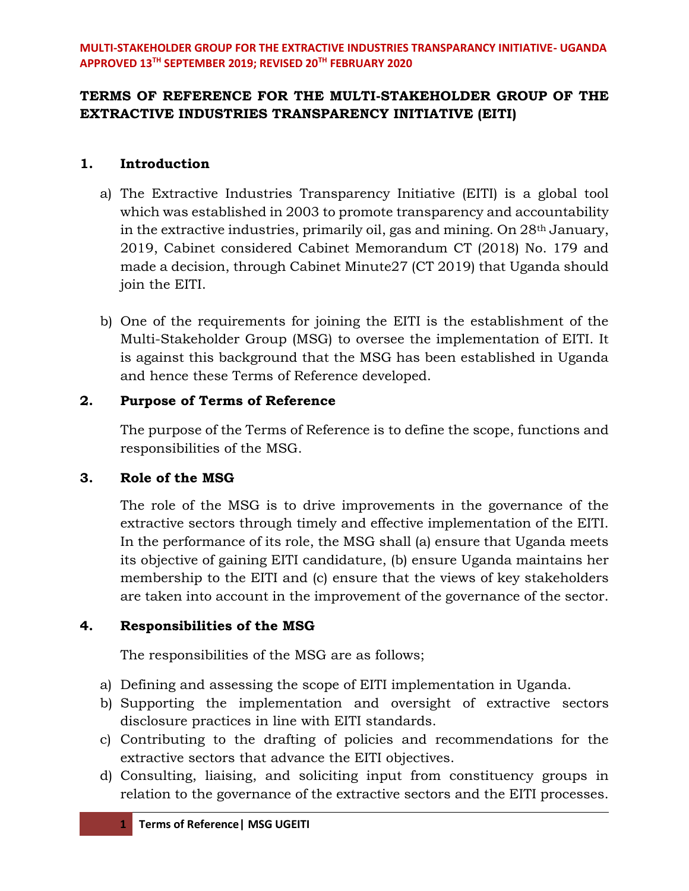MULTI-STAKEHOLDER GROUP FOR THE EXTRACTIVE INDUSTRIES TRANSPARANCY INITIATIVE- UGANDA
APPROVED 13TH SEPTEMBER 2019; REVISED 20TH FEBRUARY 2020

# TERMS OF REFERENCE FOR THE MULTI-STAKEHOLDER GROUP OF THE EXTRACTIVE INDUSTRIES TRANSPARENCY INITIATIVE (EITI)

## 1. Introduction

a) The Extractive Industries Transparency Initiative (EITI) is a global tool which was established in 2003 to promote transparency and accountability in the extractive industries, primarily oil, gas and mining. On 28th January, 2019, Cabinet considered Cabinet Memorandum CT (2018) No. 179 and made a decision, through Cabinet Minute27 (CT 2019) that Uganda should join the EITI.

b) One of the requirements for joining the EITI is the establishment of the Multi-Stakeholder Group (MSG) to oversee the implementation of EITI. It is against this background that the MSG has been established in Uganda and hence these Terms of Reference developed.

## 2. Purpose of Terms of Reference

The purpose of the Terms of Reference is to define the scope, functions and responsibilities of the MSG.

## 3. Role of the MSG

The role of the MSG is to drive improvements in the governance of the extractive sectors through timely and effective implementation of the EITI. In the performance of its role, the MSG shall (a) ensure that Uganda meets its objective of gaining EITI candidature, (b) ensure Uganda maintains her membership to the EITI and (c) ensure that the views of key stakeholders are taken into account in the improvement of the governance of the sector.

## 4. Responsibilities of the MSG

The responsibilities of the MSG are as follows;

a) Defining and assessing the scope of EITI implementation in Uganda.
b) Supporting the implementation and oversight of extractive sectors disclosure practices in line with EITI standards.
c) Contributing to the drafting of policies and recommendations for the extractive sectors that advance the EITI objectives.
d) Consulting, liaising, and soliciting input from constituency groups in relation to the governance of the extractive sectors and the EITI processes.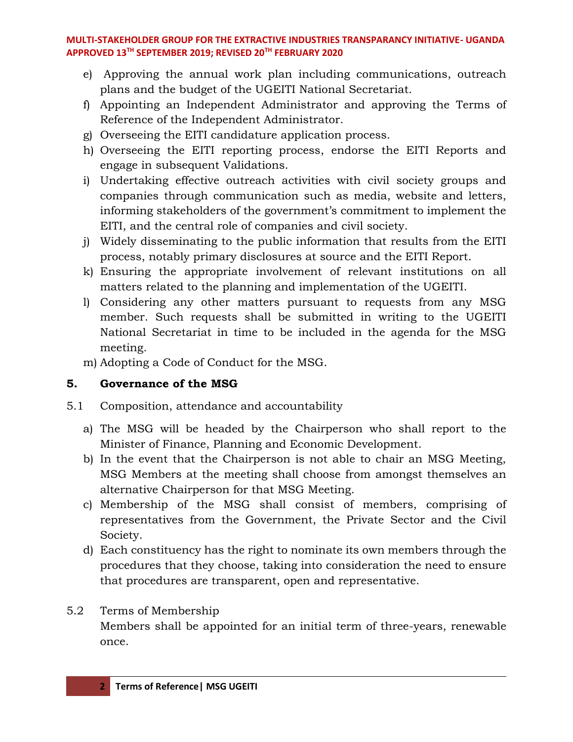e) Approving the annual work plan including communications, outreach plans and the budget of the UGEITI National Secretariat.
f) Appointing an Independent Administrator and approving the Terms of Reference of the Independent Administrator.
g) Overseeing the EITI candidature application process.
h) Overseeing the EITI reporting process, endorse the EITI Reports and engage in subsequent Validations.
i) Undertaking effective outreach activities with civil society groups and companies through communication such as media, website and letters, informing stakeholders of the government's commitment to implement the EITI, and the central role of companies and civil society.
j) Widely disseminating to the public information that results from the EITI process, notably primary disclosures at source and the EITI Report.
k) Ensuring the appropriate involvement of relevant institutions on all matters related to the planning and implementation of the UGEITI.
l) Considering any other matters pursuant to requests from any MSG member. Such requests shall be submitted in writing to the UGEITI National Secretariat in time to be included in the agenda for the MSG meeting.
m) Adopting a Code of Conduct for the MSG.

## 5. Governance of the MSG

5.1 Composition, attendance and accountability

a) The MSG will be headed by the Chairperson who shall report to the Minister of Finance, Planning and Economic Development.
b) In the event that the Chairperson is not able to chair an MSG Meeting, MSG Members at the meeting shall choose from amongst themselves an alternative Chairperson for that MSG Meeting.
c) Membership of the MSG shall consist of members, comprising of representatives from the Government, the Private Sector and the Civil Society.
d) Each constituency has the right to nominate its own members through the procedures that they choose, taking into consideration the need to ensure that procedures are transparent, open and representative.

5.2 Terms of Membership

Members shall be appointed for an initial term of three-years, renewable once.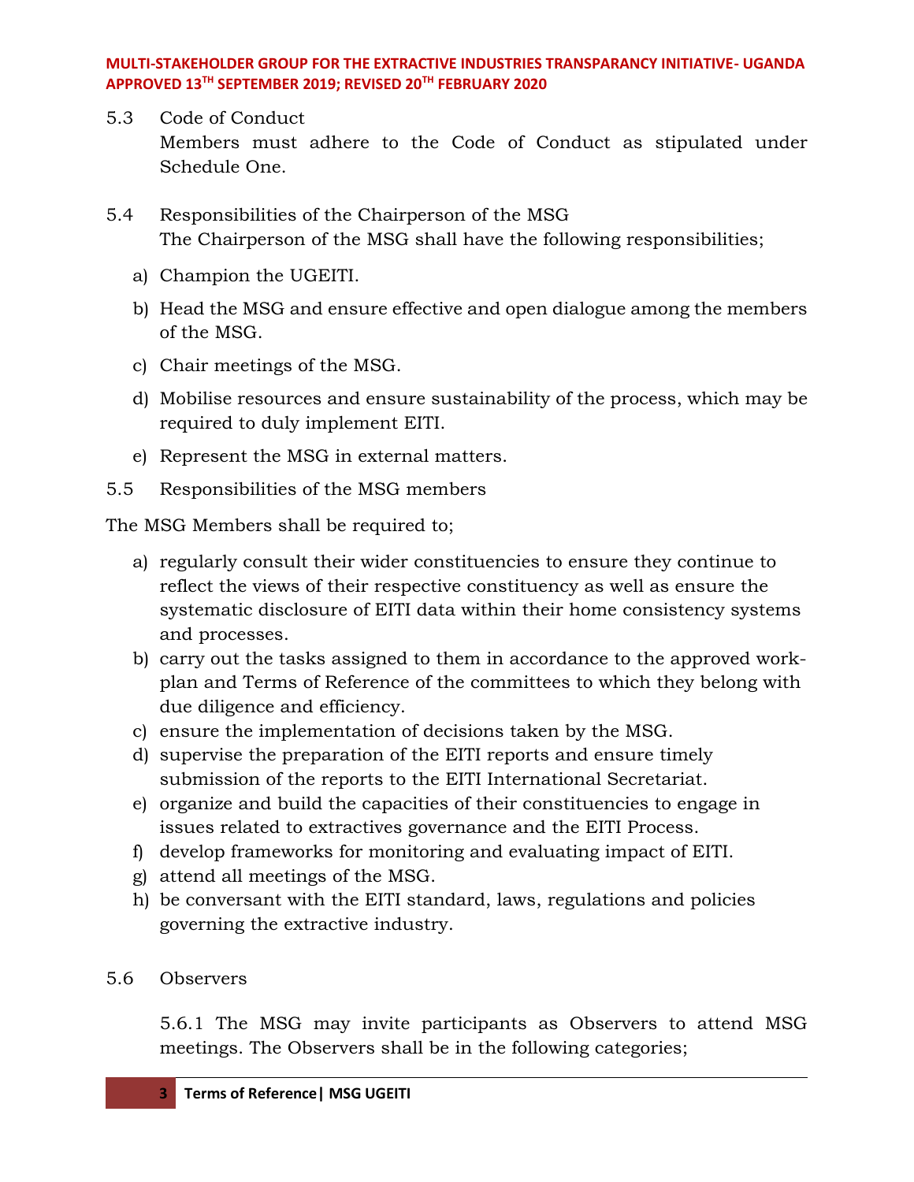5.3 Code of Conduct

Members must adhere to the Code of Conduct as stipulated under Schedule One.

5.4 Responsibilities of the Chairperson of the MSG

The Chairperson of the MSG shall have the following responsibilities;

a) Champion the UGEITI.

b) Head the MSG and ensure effective and open dialogue among the members of the MSG.

c) Chair meetings of the MSG.

d) Mobilise resources and ensure sustainability of the process, which may be required to duly implement EITI.

e) Represent the MSG in external matters.

5.5 Responsibilities of the MSG members

The MSG Members shall be required to;

a) regularly consult their wider constituencies to ensure they continue to reflect the views of their respective constituency as well as ensure the systematic disclosure of EITI data within their home consistency systems and processes.
b) carry out the tasks assigned to them in accordance to the approved work-plan and Terms of Reference of the committees to which they belong with due diligence and efficiency.
c) ensure the implementation of decisions taken by the MSG.
d) supervise the preparation of the EITI reports and ensure timely submission of the reports to the EITI International Secretariat.
e) organize and build the capacities of their constituencies to engage in issues related to extractives governance and the EITI Process.
f) develop frameworks for monitoring and evaluating impact of EITI.
g) attend all meetings of the MSG.
h) be conversant with the EITI standard, laws, regulations and policies governing the extractive industry.

5.6 Observers

5.6.1 The MSG may invite participants as Observers to attend MSG meetings. The Observers shall be in the following categories;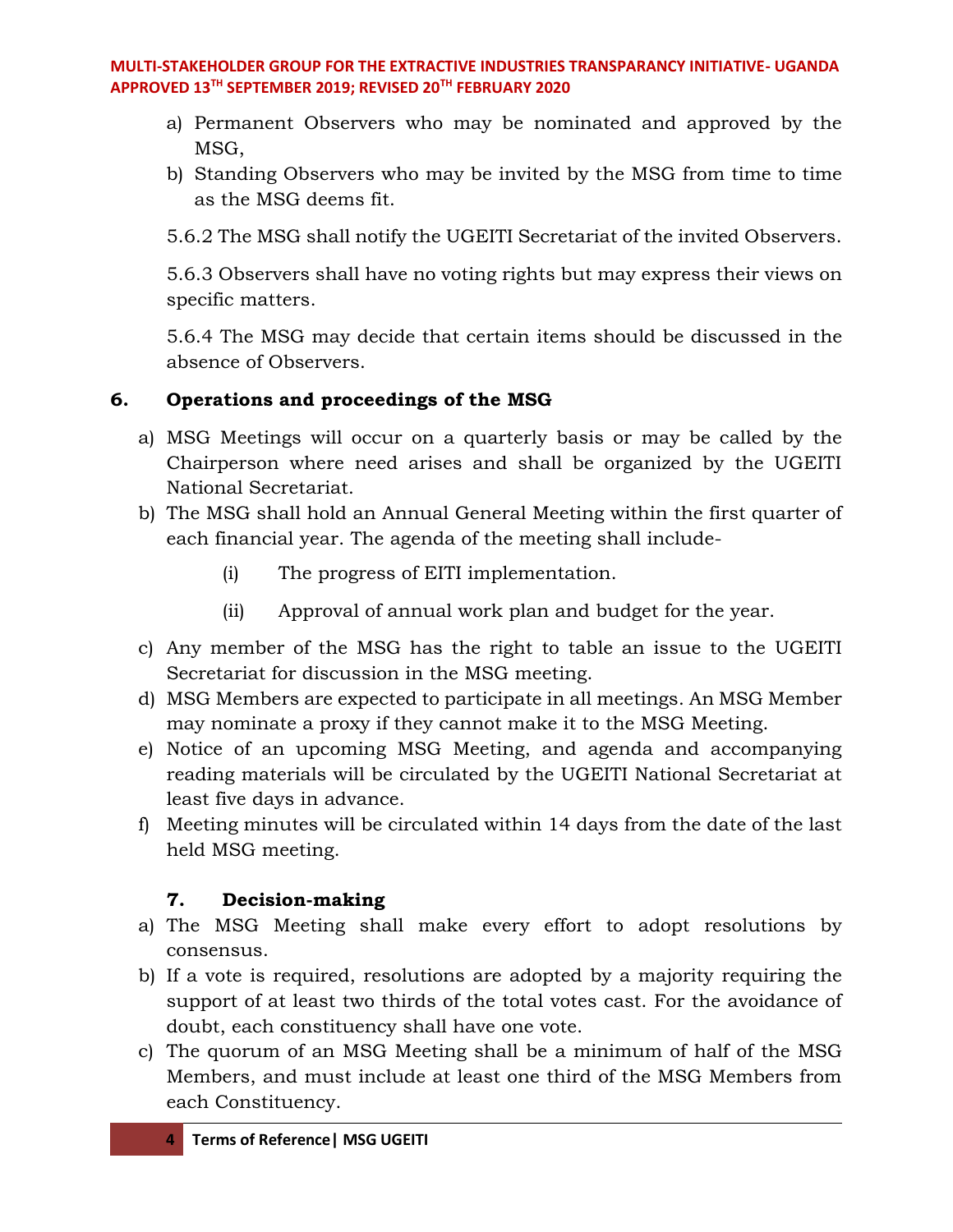a) Permanent Observers who may be nominated and approved by the MSG,
b) Standing Observers who may be invited by the MSG from time to time as the MSG deems fit.

5.6.2 The MSG shall notify the UGEITI Secretariat of the invited Observers.

5.6.3 Observers shall have no voting rights but may express their views on specific matters.

5.6.4 The MSG may decide that certain items should be discussed in the absence of Observers.

## 6. Operations and proceedings of the MSG

a) MSG Meetings will occur on a quarterly basis or may be called by the Chairperson where need arises and shall be organized by the UGEITI National Secretariat.
b) The MSG shall hold an Annual General Meeting within the first quarter of each financial year. The agenda of the meeting shall include-
   (i) The progress of EITI implementation.
   (ii) Approval of annual work plan and budget for the year.
c) Any member of the MSG has the right to table an issue to the UGEITI Secretariat for discussion in the MSG meeting.
d) MSG Members are expected to participate in all meetings. An MSG Member may nominate a proxy if they cannot make it to the MSG Meeting.
e) Notice of an upcoming MSG Meeting, and agenda and accompanying reading materials will be circulated by the UGEITI National Secretariat at least five days in advance.
f) Meeting minutes will be circulated within 14 days from the date of the last held MSG meeting.

## 7. Decision-making

a) The MSG Meeting shall make every effort to adopt resolutions by consensus.
b) If a vote is required, resolutions are adopted by a majority requiring the support of at least two thirds of the total votes cast. For the avoidance of doubt, each constituency shall have one vote.
c) The quorum of an MSG Meeting shall be a minimum of half of the MSG Members, and must include at least one third of the MSG Members from each Constituency.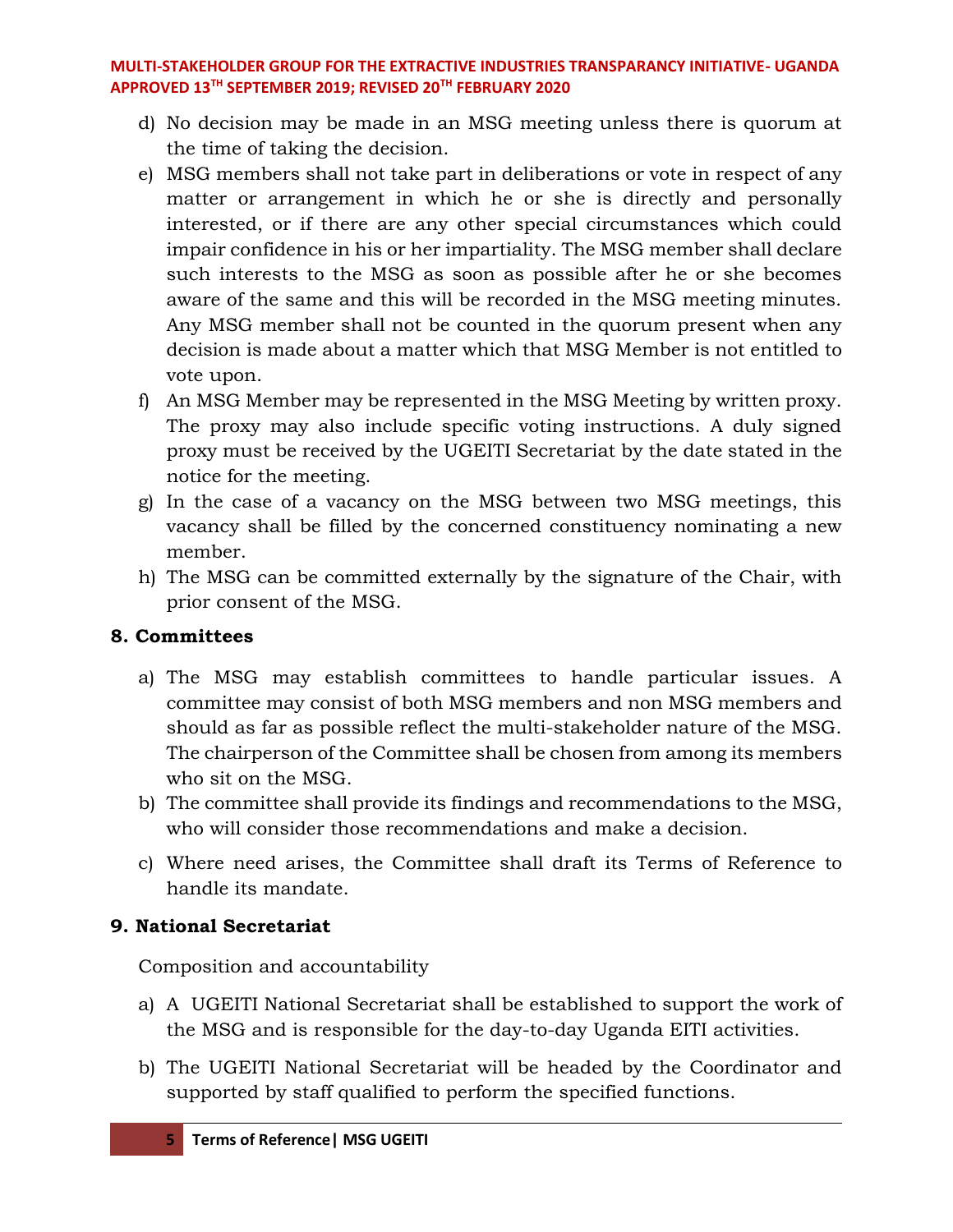d) No decision may be made in an MSG meeting unless there is quorum at the time of taking the decision.

e) MSG members shall not take part in deliberations or vote in respect of any matter or arrangement in which he or she is directly and personally interested, or if there are any other special circumstances which could impair confidence in his or her impartiality. The MSG member shall declare such interests to the MSG as soon as possible after he or she becomes aware of the same and this will be recorded in the MSG meeting minutes. Any MSG member shall not be counted in the quorum present when any decision is made about a matter which that MSG Member is not entitled to vote upon.

f) An MSG Member may be represented in the MSG Meeting by written proxy. The proxy may also include specific voting instructions. A duly signed proxy must be received by the UGEITI Secretariat by the date stated in the notice for the meeting.

g) In the case of a vacancy on the MSG between two MSG meetings, this vacancy shall be filled by the concerned constituency nominating a new member.

h) The MSG can be committed externally by the signature of the Chair, with prior consent of the MSG.

## 8. Committees

a) The MSG may establish committees to handle particular issues. A committee may consist of both MSG members and non MSG members and should as far as possible reflect the multi-stakeholder nature of the MSG. The chairperson of the Committee shall be chosen from among its members who sit on the MSG.

b) The committee shall provide its findings and recommendations to the MSG, who will consider those recommendations and make a decision.

c) Where need arises, the Committee shall draft its Terms of Reference to handle its mandate.

## 9. National Secretariat

Composition and accountability

a) A UGEITI National Secretariat shall be established to support the work of the MSG and is responsible for the day-to-day Uganda EITI activities.

b) The UGEITI National Secretariat will be headed by the Coordinator and supported by staff qualified to perform the specified functions.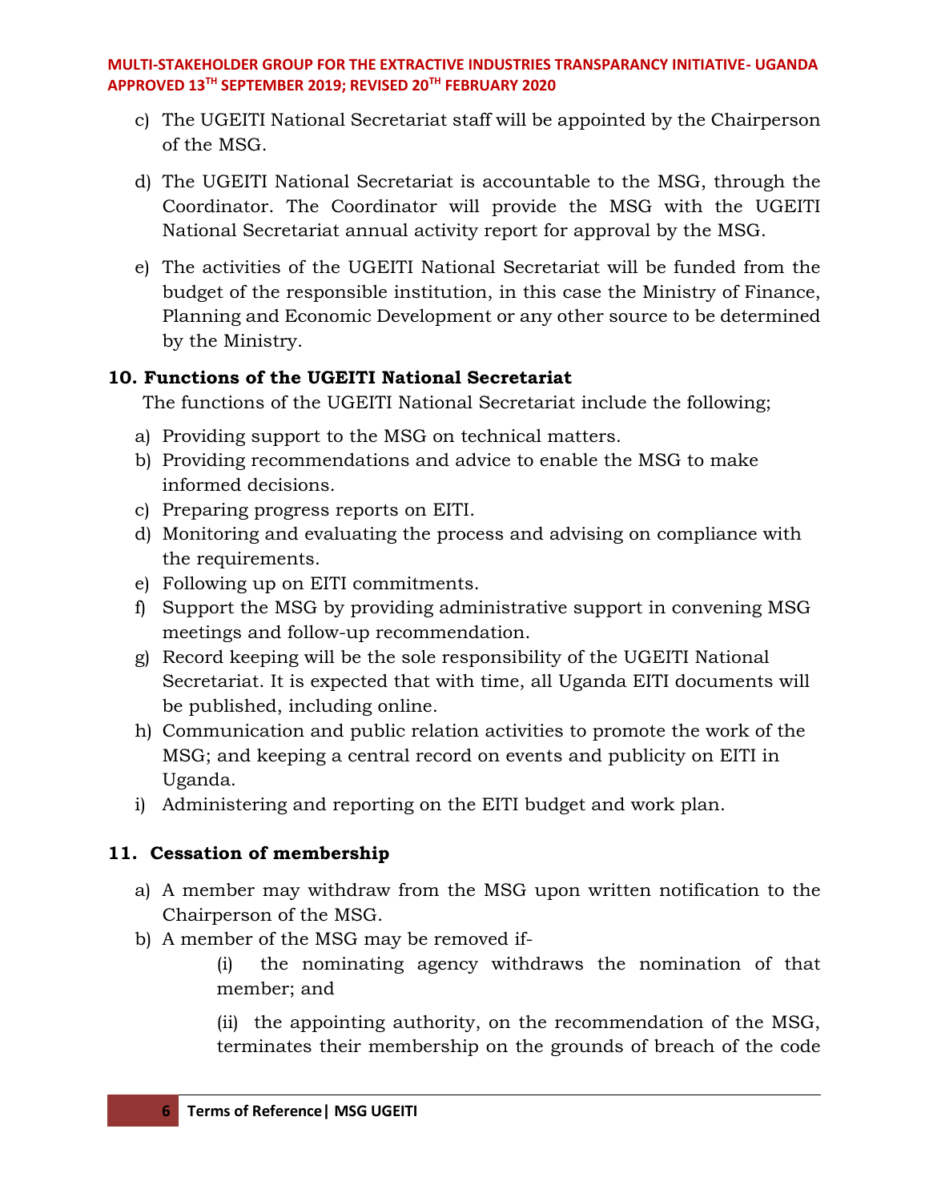c) The UGEITI National Secretariat staff will be appointed by the Chairperson of the MSG.

d) The UGEITI National Secretariat is accountable to the MSG, through the Coordinator. The Coordinator will provide the MSG with the UGEITI National Secretariat annual activity report for approval by the MSG.

e) The activities of the UGEITI National Secretariat will be funded from the budget of the responsible institution, in this case the Ministry of Finance, Planning and Economic Development or any other source to be determined by the Ministry.

## 10. Functions of the UGEITI National Secretariat

The functions of the UGEITI National Secretariat include the following;

a) Providing support to the MSG on technical matters.
b) Providing recommendations and advice to enable the MSG to make informed decisions.
c) Preparing progress reports on EITI.
d) Monitoring and evaluating the process and advising on compliance with the requirements.
e) Following up on EITI commitments.
f) Support the MSG by providing administrative support in convening MSG meetings and follow-up recommendation.
g) Record keeping will be the sole responsibility of the UGEITI National Secretariat. It is expected that with time, all Uganda EITI documents will be published, including online.
h) Communication and public relation activities to promote the work of the MSG; and keeping a central record on events and publicity on EITI in Uganda.
i) Administering and reporting on the EITI budget and work plan.

## 11. Cessation of membership

a) A member may withdraw from the MSG upon written notification to the Chairperson of the MSG.
b) A member of the MSG may be removed if-

   (i) the nominating agency withdraws the nomination of that member; and

   (ii) the appointing authority, on the recommendation of the MSG, terminates their membership on the grounds of breach of the code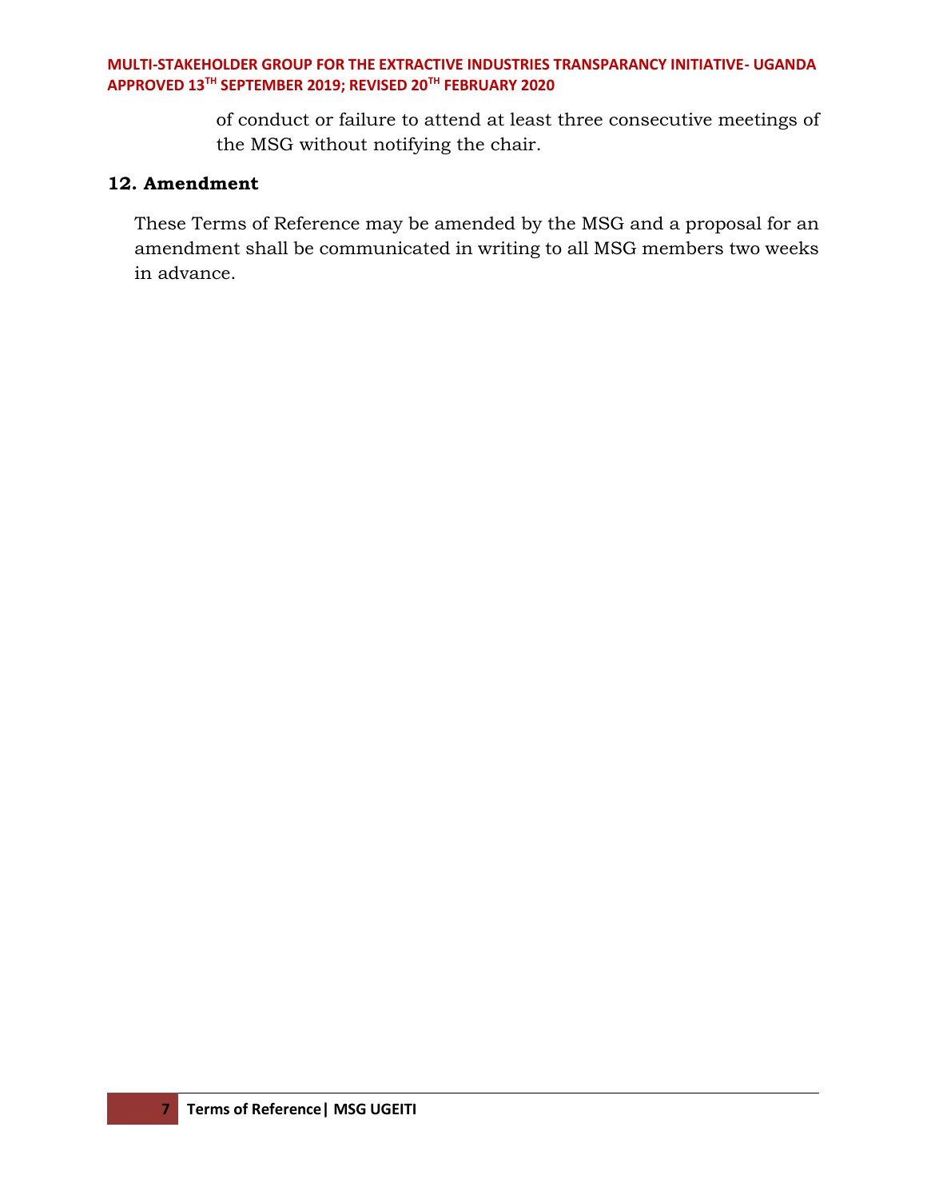of conduct or failure to attend at least three consecutive meetings of the MSG without notifying the chair.

## 12. Amendment

These Terms of Reference may be amended by the MSG and a proposal for an amendment shall be communicated in writing to all MSG members two weeks in advance.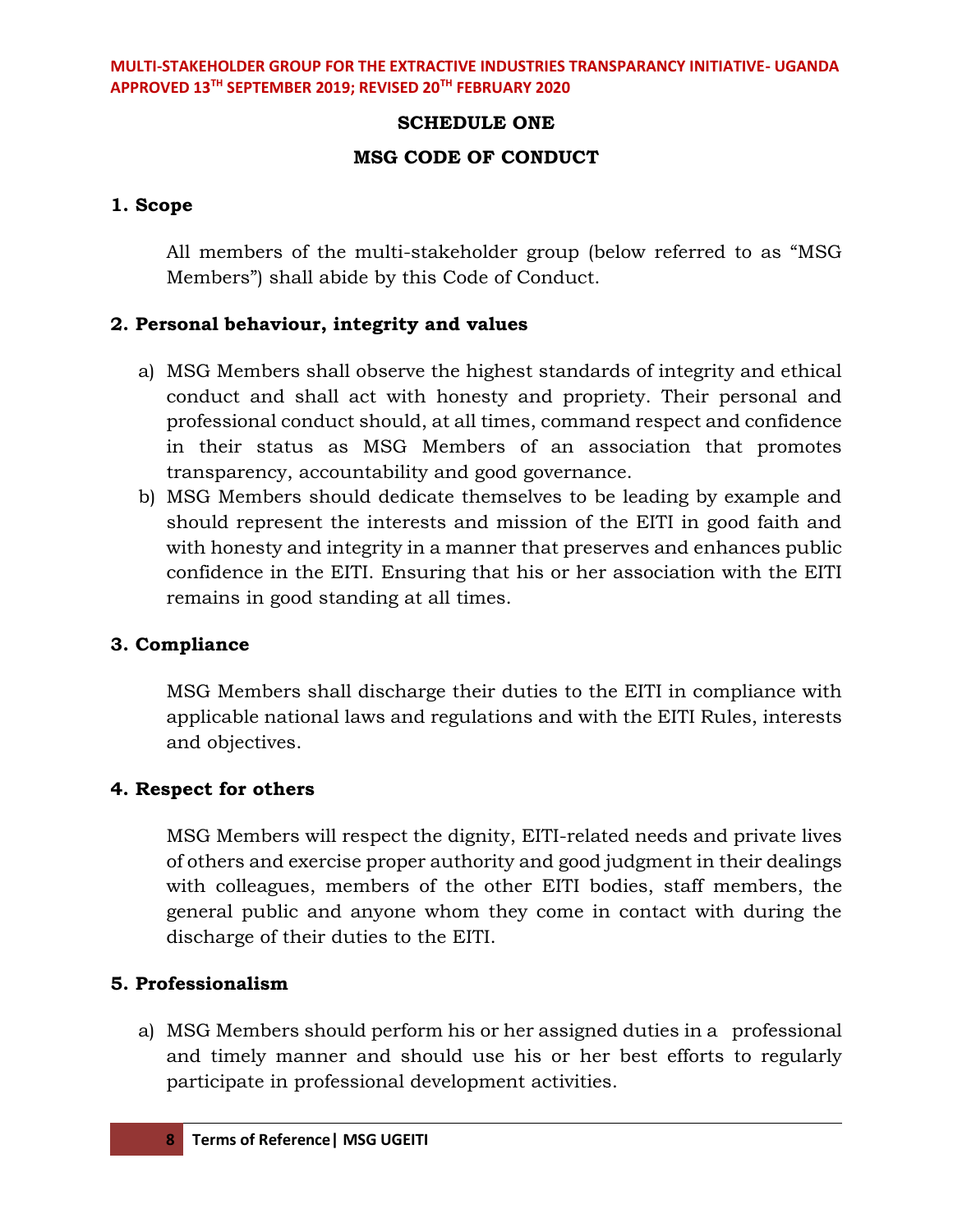## SCHEDULE ONE

## MSG CODE OF CONDUCT

### 1. Scope

All members of the multi-stakeholder group (below referred to as "MSG Members") shall abide by this Code of Conduct.

### 2. Personal behaviour, integrity and values

a) MSG Members shall observe the highest standards of integrity and ethical conduct and shall act with honesty and propriety. Their personal and professional conduct should, at all times, command respect and confidence in their status as MSG Members of an association that promotes transparency, accountability and good governance.

b) MSG Members should dedicate themselves to be leading by example and should represent the interests and mission of the EITI in good faith and with honesty and integrity in a manner that preserves and enhances public confidence in the EITI. Ensuring that his or her association with the EITI remains in good standing at all times.

### 3. Compliance

MSG Members shall discharge their duties to the EITI in compliance with applicable national laws and regulations and with the EITI Rules, interests and objectives.

### 4. Respect for others

MSG Members will respect the dignity, EITI-related needs and private lives of others and exercise proper authority and good judgment in their dealings with colleagues, members of the other EITI bodies, staff members, the general public and anyone whom they come in contact with during the discharge of their duties to the EITI.

### 5. Professionalism

a) MSG Members should perform his or her assigned duties in a professional and timely manner and should use his or her best efforts to regularly participate in professional development activities.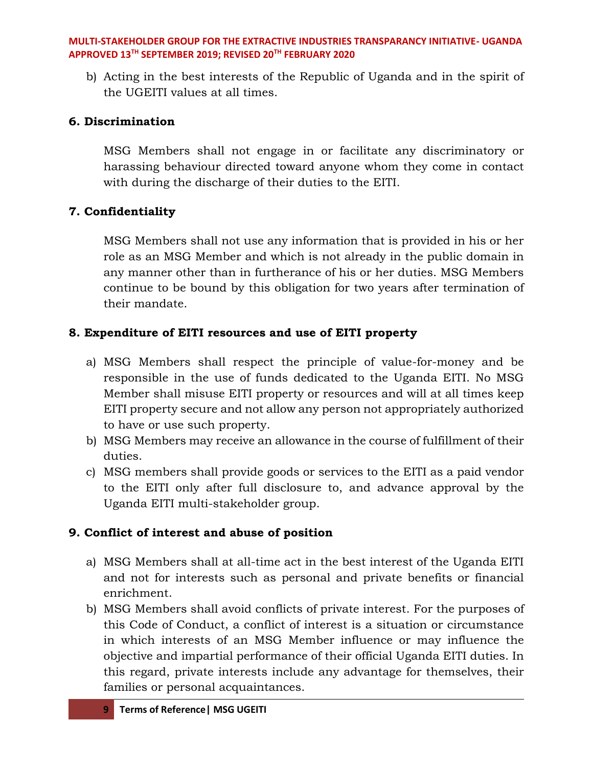b) Acting in the best interests of the Republic of Uganda and in the spirit of the UGEITI values at all times.

### 6. Discrimination

MSG Members shall not engage in or facilitate any discriminatory or harassing behaviour directed toward anyone whom they come in contact with during the discharge of their duties to the EITI.

### 7. Confidentiality

MSG Members shall not use any information that is provided in his or her role as an MSG Member and which is not already in the public domain in any manner other than in furtherance of his or her duties. MSG Members continue to be bound by this obligation for two years after termination of their mandate.

### 8. Expenditure of EITI resources and use of EITI property

a) MSG Members shall respect the principle of value-for-money and be responsible in the use of funds dedicated to the Uganda EITI. No MSG Member shall misuse EITI property or resources and will at all times keep EITI property secure and not allow any person not appropriately authorized to have or use such property.
b) MSG Members may receive an allowance in the course of fulfillment of their duties.
c) MSG members shall provide goods or services to the EITI as a paid vendor to the EITI only after full disclosure to, and advance approval by the Uganda EITI multi-stakeholder group.

### 9. Conflict of interest and abuse of position

a) MSG Members shall at all-time act in the best interest of the Uganda EITI and not for interests such as personal and private benefits or financial enrichment.
b) MSG Members shall avoid conflicts of private interest. For the purposes of this Code of Conduct, a conflict of interest is a situation or circumstance in which interests of an MSG Member influence or may influence the objective and impartial performance of their official Uganda EITI duties. In this regard, private interests include any advantage for themselves, their families or personal acquaintances.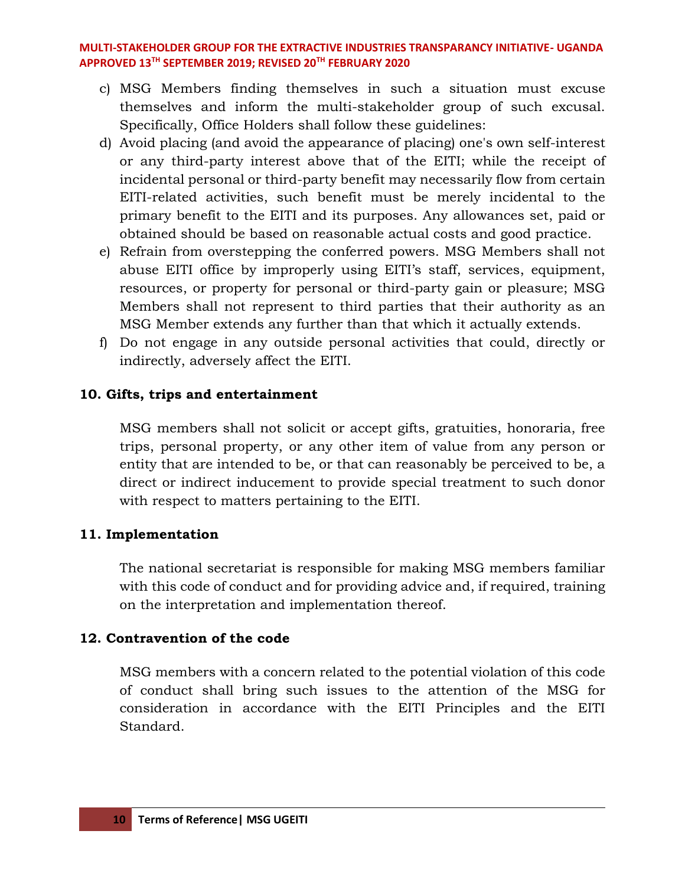c) MSG Members finding themselves in such a situation must excuse themselves and inform the multi-stakeholder group of such excusal. Specifically, Office Holders shall follow these guidelines:
d) Avoid placing (and avoid the appearance of placing) one's own self-interest or any third-party interest above that of the EITI; while the receipt of incidental personal or third-party benefit may necessarily flow from certain EITI-related activities, such benefit must be merely incidental to the primary benefit to the EITI and its purposes. Any allowances set, paid or obtained should be based on reasonable actual costs and good practice.
e) Refrain from overstepping the conferred powers. MSG Members shall not abuse EITI office by improperly using EITI's staff, services, equipment, resources, or property for personal or third-party gain or pleasure; MSG Members shall not represent to third parties that their authority as an MSG Member extends any further than that which it actually extends.
f) Do not engage in any outside personal activities that could, directly or indirectly, adversely affect the EITI.

**10. Gifts, trips and entertainment**

MSG members shall not solicit or accept gifts, gratuities, honoraria, free trips, personal property, or any other item of value from any person or entity that are intended to be, or that can reasonably be perceived to be, a direct or indirect inducement to provide special treatment to such donor with respect to matters pertaining to the EITI.

**11. Implementation**

The national secretariat is responsible for making MSG members familiar with this code of conduct and for providing advice and, if required, training on the interpretation and implementation thereof.

**12. Contravention of the code**

MSG members with a concern related to the potential violation of this code of conduct shall bring such issues to the attention of the MSG for consideration in accordance with the EITI Principles and the EITI Standard.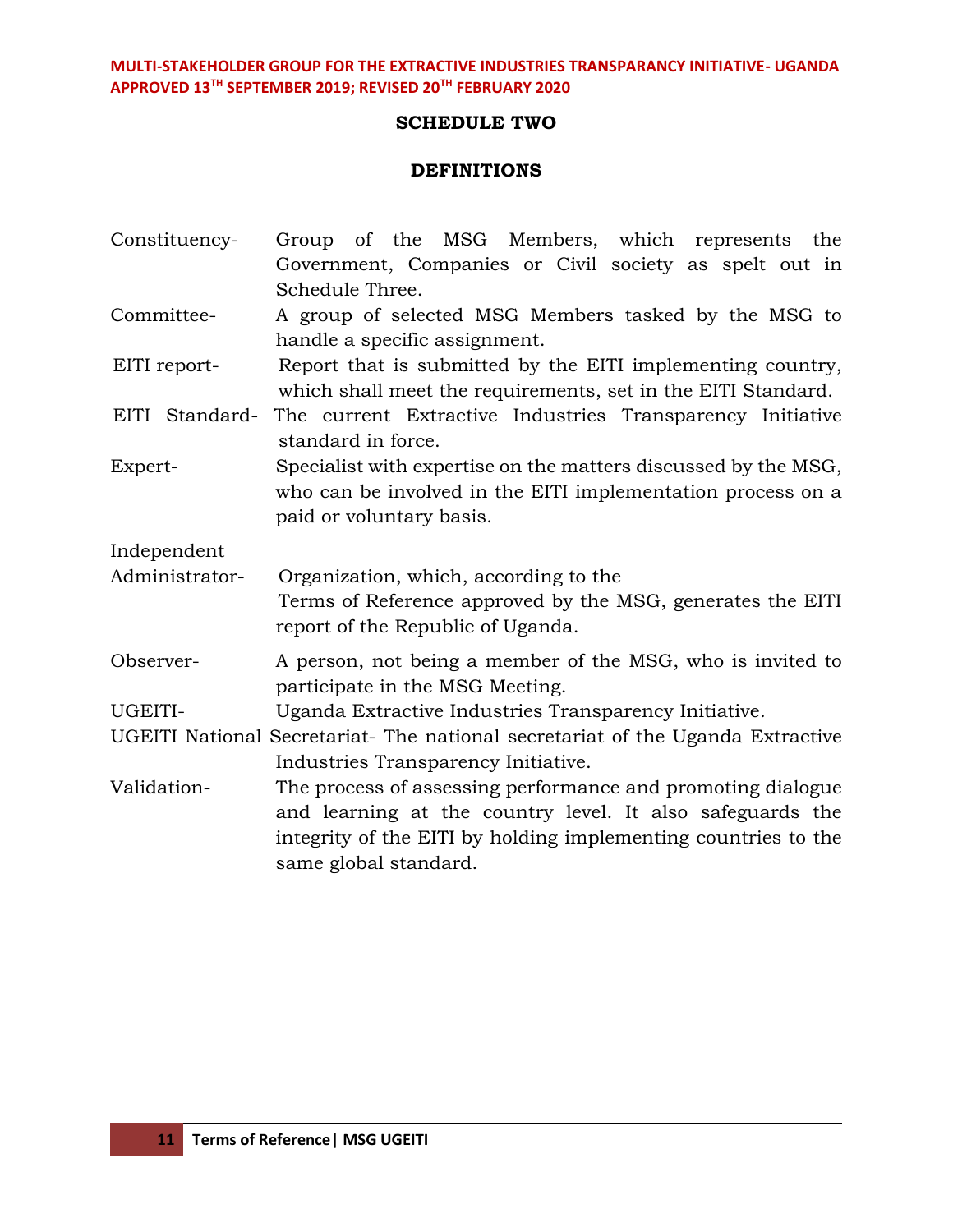## SCHEDULE TWO

## DEFINITIONS

Constituency- Group of the MSG Members, which represents the Government, Companies or Civil society as spelt out in Schedule Three.

Committee- A group of selected MSG Members tasked by the MSG to handle a specific assignment.

EITI report- Report that is submitted by the EITI implementing country, which shall meet the requirements, set in the EITI Standard.

EITI Standard- The current Extractive Industries Transparency Initiative standard in force.

Expert- Specialist with expertise on the matters discussed by the MSG, who can be involved in the EITI implementation process on a paid or voluntary basis.

Independent Administrator- Organization, which, according to the Terms of Reference approved by the MSG, generates the EITI report of the Republic of Uganda.

Observer- A person, not being a member of the MSG, who is invited to participate in the MSG Meeting.

UGEITI- Uganda Extractive Industries Transparency Initiative.

UGEITI National Secretariat- The national secretariat of the Uganda Extractive Industries Transparency Initiative.

Validation- The process of assessing performance and promoting dialogue and learning at the country level. It also safeguards the integrity of the EITI by holding implementing countries to the same global standard.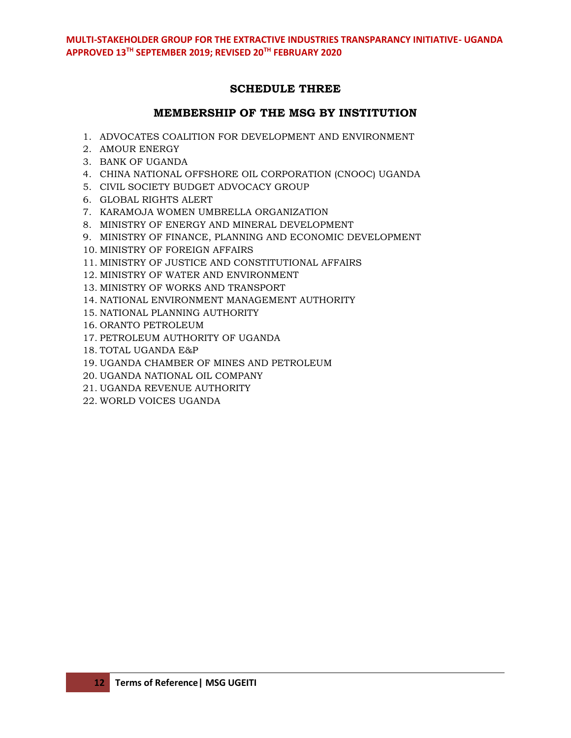## SCHEDULE THREE

## MEMBERSHIP OF THE MSG BY INSTITUTION

1. ADVOCATES COALITION FOR DEVELOPMENT AND ENVIRONMENT
2. AMOUR ENERGY
3. BANK OF UGANDA
4. CHINA NATIONAL OFFSHORE OIL CORPORATION (CNOOC) UGANDA
5. CIVIL SOCIETY BUDGET ADVOCACY GROUP
6. GLOBAL RIGHTS ALERT
7. KARAMOJA WOMEN UMBRELLA ORGANIZATION
8. MINISTRY OF ENERGY AND MINERAL DEVELOPMENT
9. MINISTRY OF FINANCE, PLANNING AND ECONOMIC DEVELOPMENT
10. MINISTRY OF FOREIGN AFFAIRS
11. MINISTRY OF JUSTICE AND CONSTITUTIONAL AFFAIRS
12. MINISTRY OF WATER AND ENVIRONMENT
13. MINISTRY OF WORKS AND TRANSPORT
14. NATIONAL ENVIRONMENT MANAGEMENT AUTHORITY
15. NATIONAL PLANNING AUTHORITY
16. ORANTO PETROLEUM
17. PETROLEUM AUTHORITY OF UGANDA
18. TOTAL UGANDA E&P
19. UGANDA CHAMBER OF MINES AND PETROLEUM
20. UGANDA NATIONAL OIL COMPANY
21. UGANDA REVENUE AUTHORITY
22. WORLD VOICES UGANDA